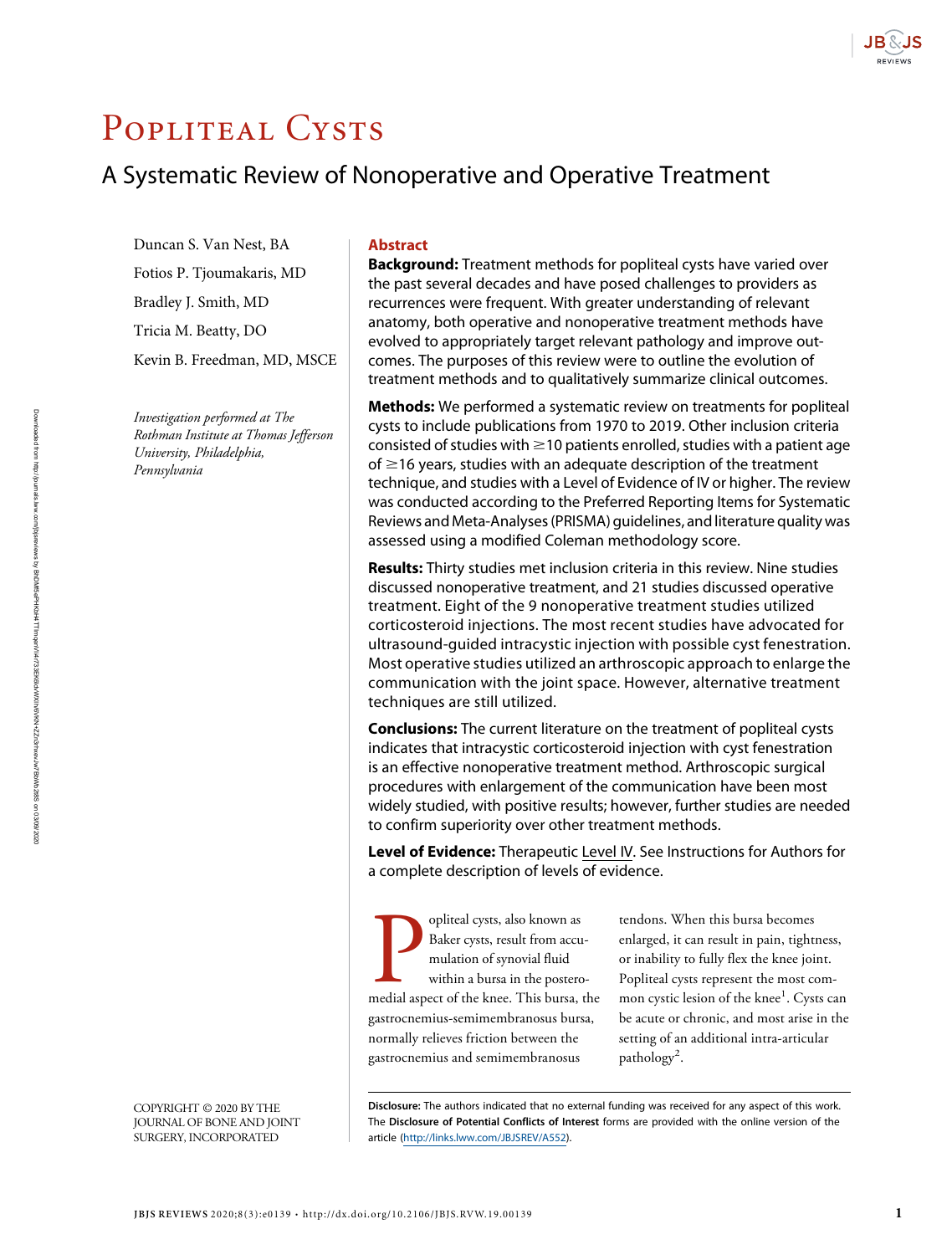# Popliteal Cysts

## A Systematic Review of Nonoperative and Operative Treatment

Duncan S. Van Nest, BA
Fotios P. Tjoumakaris, MD
Bradley J. Smith, MD
Tricia M. Beatty, DO
Kevin B. Freedman, MD, MSCE

*Investigation performed at The Rothman Institute at Thomas Jefferson University, Philadelphia, Pennsylvania*

### Abstract

**Background:** Treatment methods for popliteal cysts have varied over the past several decades and have posed challenges to providers as recurrences were frequent. With greater understanding of relevant anatomy, both operative and nonoperative treatment methods have evolved to appropriately target relevant pathology and improve outcomes. The purposes of this review were to outline the evolution of treatment methods and to qualitatively summarize clinical outcomes.

**Methods:** We performed a systematic review on treatments for popliteal cysts to include publications from 1970 to 2019. Other inclusion criteria consisted of studies with ≥10 patients enrolled, studies with a patient age of ≥16 years, studies with an adequate description of the treatment technique, and studies with a Level of Evidence of IV or higher. The review was conducted according to the Preferred Reporting Items for Systematic Reviews and Meta-Analyses (PRISMA) guidelines, and literature quality was assessed using a modified Coleman methodology score.

**Results:** Thirty studies met inclusion criteria in this review. Nine studies discussed nonoperative treatment, and 21 studies discussed operative treatment. Eight of the 9 nonoperative treatment studies utilized corticosteroid injections. The most recent studies have advocated for ultrasound-guided intracystic injection with possible cyst fenestration. Most operative studies utilized an arthroscopic approach to enlarge the communication with the joint space. However, alternative treatment techniques are still utilized.

**Conclusions:** The current literature on the treatment of popliteal cysts indicates that intracystic corticosteroid injection with cyst fenestration is an effective nonoperative treatment method. Arthroscopic surgical procedures with enlargement of the communication have been most widely studied, with positive results; however, further studies are needed to confirm superiority over other treatment methods.

**Level of Evidence:** Therapeutic Level IV. See Instructions for Authors for a complete description of levels of evidence.

Popliteal cysts, also known as Baker cysts, result from accumulation of synovial fluid within a bursa in the posteromedial aspect of the knee. This bursa, the gastrocnemius-semimembranosus bursa, normally relieves friction between the gastrocnemius and semimembranosus tendons. When this bursa becomes enlarged, it can result in pain, tightness, or inability to fully flex the knee joint. Popliteal cysts represent the most common cystic lesion of the knee[1]. Cysts can be acute or chronic, and most arise in the setting of an additional intra-articular pathology[2].

COPYRIGHT © 2020 BY THE JOURNAL OF BONE AND JOINT SURGERY, INCORPORATED

**Disclosure:** The authors indicated that no external funding was received for any aspect of this work. The **Disclosure of Potential Conflicts of Interest** forms are provided with the online version of the article (http://links.lww.com/JBJSREV/A552).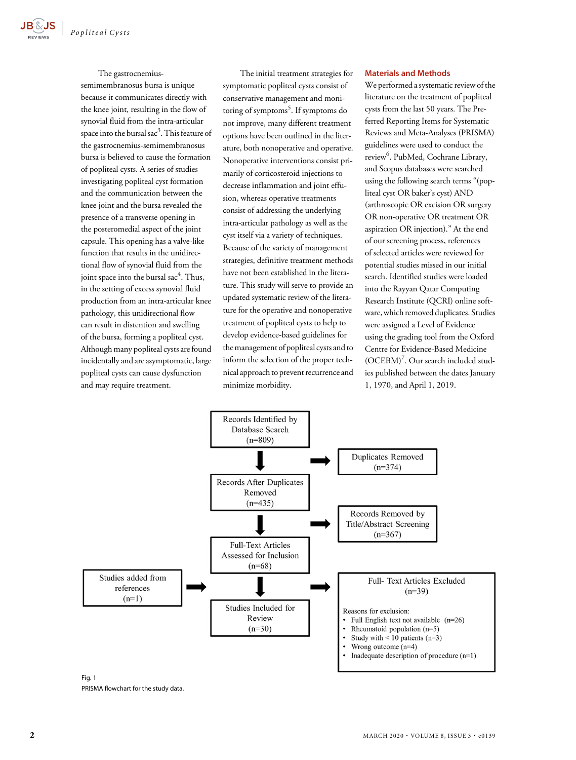The gastrocnemius-semimembranosus bursa is unique because it communicates directly with the knee joint, resulting in the flow of synovial fluid from the intra-articular space into the bursal sac[3]. This feature of the gastrocnemius-semimembranosus bursa is believed to cause the formation of popliteal cysts. A series of studies investigating popliteal cyst formation and the communication between the knee joint and the bursa revealed the presence of a transverse opening in the posteromedial aspect of the joint capsule. This opening has a valve-like function that results in the unidirectional flow of synovial fluid from the joint space into the bursal sac[4]. Thus, in the setting of excess synovial fluid production from an intra-articular knee pathology, this unidirectional flow can result in distention and swelling of the bursa, forming a popliteal cyst. Although many popliteal cysts are found incidentally and are asymptomatic, large popliteal cysts can cause dysfunction and may require treatment.

The initial treatment strategies for symptomatic popliteal cysts consist of conservative management and monitoring of symptoms[5]. If symptoms do not improve, many different treatment options have been outlined in the literature, both nonoperative and operative. Nonoperative interventions consist primarily of corticosteroid injections to decrease inflammation and joint effusion, whereas operative treatments consist of addressing the underlying intra-articular pathology as well as the cyst itself via a variety of techniques. Because of the variety of management strategies, definitive treatment methods have not been established in the literature. This study will serve to provide an updated systematic review of the literature for the operative and nonoperative treatment of popliteal cysts to help to develop evidence-based guidelines for the management of popliteal cysts and to inform the selection of the proper technical approach to prevent recurrence and minimize morbidity.

## Materials and Methods

We performed a systematic review of the literature on the treatment of popliteal cysts from the last 50 years. The Preferred Reporting Items for Systematic Reviews and Meta-Analyses (PRISMA) guidelines were used to conduct the review[6]. PubMed, Cochrane Library, and Scopus databases were searched using the following search terms "(popliteal cyst OR baker's cyst) AND (arthroscopic OR excision OR surgery OR non-operative OR treatment OR aspiration OR injection)." At the end of our screening process, references of selected articles were reviewed for potential studies missed in our initial search. Identified studies were loaded into the Rayyan Qatar Computing Research Institute (QCRI) online software, which removed duplicates. Studies were assigned a Level of Evidence using the grading tool from the Oxford Centre for Evidence-Based Medicine (OCEBM)[7]. Our search included studies published between the dates January 1, 1970, and April 1, 2019.

Records Identified by Database Search (n=809)

Duplicates Removed (n=374)

Records After Duplicates Removed (n=435)

Records Removed by Title/Abstract Screening (n=367)

Full-Text Articles Assessed for Inclusion (n=68)

Studies added from references (n=1)

Full- Text Articles Excluded (n=39)

Reasons for exclusion:
- Full English text not available (n=26)
- Rheumatoid population (n=5)
- Study with < 10 patients (n=3)
- Wrong outcome (n=4)
- Inadequate description of procedure (n=1)

Studies Included for Review (n=30)

Fig. 1
PRISMA flowchart for the study data.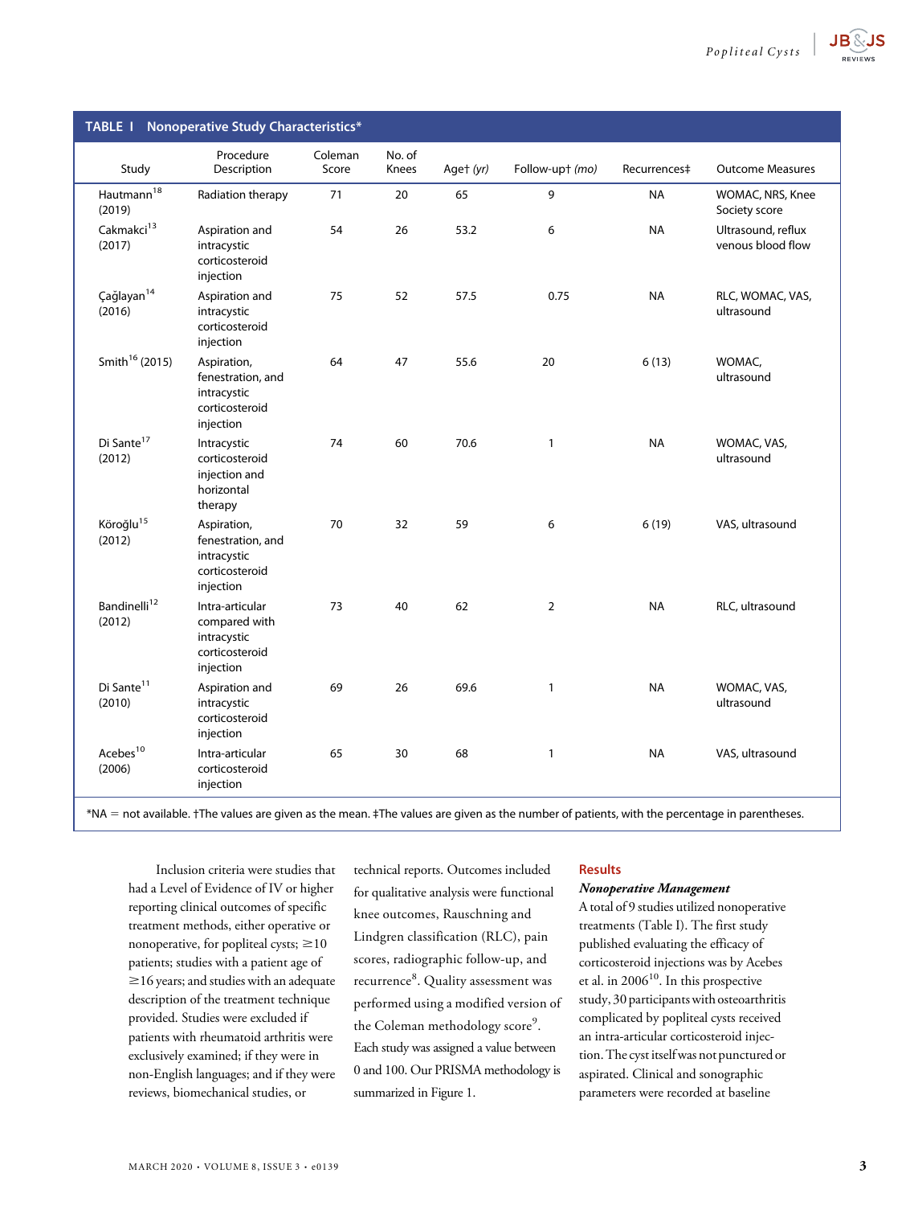**TABLE I Nonoperative Study Characteristics***

| Study | Procedure Description | Coleman Score | No. of Knees | Age† (yr) | Follow-up† (mo) | Recurrences‡ | Outcome Measures |
|---|---|---|---|---|---|---|---|
| Hautmann[18] (2019) | Radiation therapy | 71 | 20 | 65 | 9 | NA | WOMAC, NRS, Knee Society score |
| Cakmakci[13] (2017) | Aspiration and intracystic corticosteroid injection | 54 | 26 | 53.2 | 6 | NA | Ultrasound, reflux venous blood flow |
| Çağlayan[14] (2016) | Aspiration and intracystic corticosteroid injection | 75 | 52 | 57.5 | 0.75 | NA | RLC, WOMAC, VAS, ultrasound |
| Smith[16] (2015) | Aspiration, fenestration, and intracystic corticosteroid injection | 64 | 47 | 55.6 | 20 | 6 (13) | WOMAC, ultrasound |
| Di Sante[17] (2012) | Intracystic corticosteroid injection and horizontal therapy | 74 | 60 | 70.6 | 1 | NA | WOMAC, VAS, ultrasound |
| Köroğlu[15] (2012) | Aspiration, fenestration, and intracystic corticosteroid injection | 70 | 32 | 59 | 6 | 6 (19) | VAS, ultrasound |
| Bandinelli[12] (2012) | Intra-articular compared with intracystic corticosteroid injection | 73 | 40 | 62 | 2 | NA | RLC, ultrasound |
| Di Sante[11] (2010) | Aspiration and intracystic corticosteroid injection | 69 | 26 | 69.6 | 1 | NA | WOMAC, VAS, ultrasound |
| Acebes[10] (2006) | Intra-articular corticosteroid injection | 65 | 30 | 68 | 1 | NA | VAS, ultrasound |

*NA = not available. †The values are given as the mean. ‡The values are given as the number of patients, with the percentage in parentheses.

Inclusion criteria were studies that had a Level of Evidence of IV or higher reporting clinical outcomes of specific treatment methods, either operative or nonoperative, for popliteal cysts; ≥10 patients; studies with a patient age of ≥16 years; and studies with an adequate description of the treatment technique provided. Studies were excluded if patients with rheumatoid arthritis were exclusively examined; if they were in non-English languages; and if they were reviews, biomechanical studies, or technical reports. Outcomes included for qualitative analysis were functional knee outcomes, Rauschning and Lindgren classification (RLC), pain scores, radiographic follow-up, and recurrence[8]. Quality assessment was performed using a modified version of the Coleman methodology score[9]. Each study was assigned a value between 0 and 100. Our PRISMA methodology is summarized in Figure 1.

## Results

### *Nonoperative Management*

A total of 9 studies utilized nonoperative treatments (Table I). The first study published evaluating the efficacy of corticosteroid injections was by Acebes et al. in 2006[10]. In this prospective study, 30 participants with osteoarthritis complicated by popliteal cysts received an intra-articular corticosteroid injection. The cyst itself was not punctured or aspirated. Clinical and sonographic parameters were recorded at baseline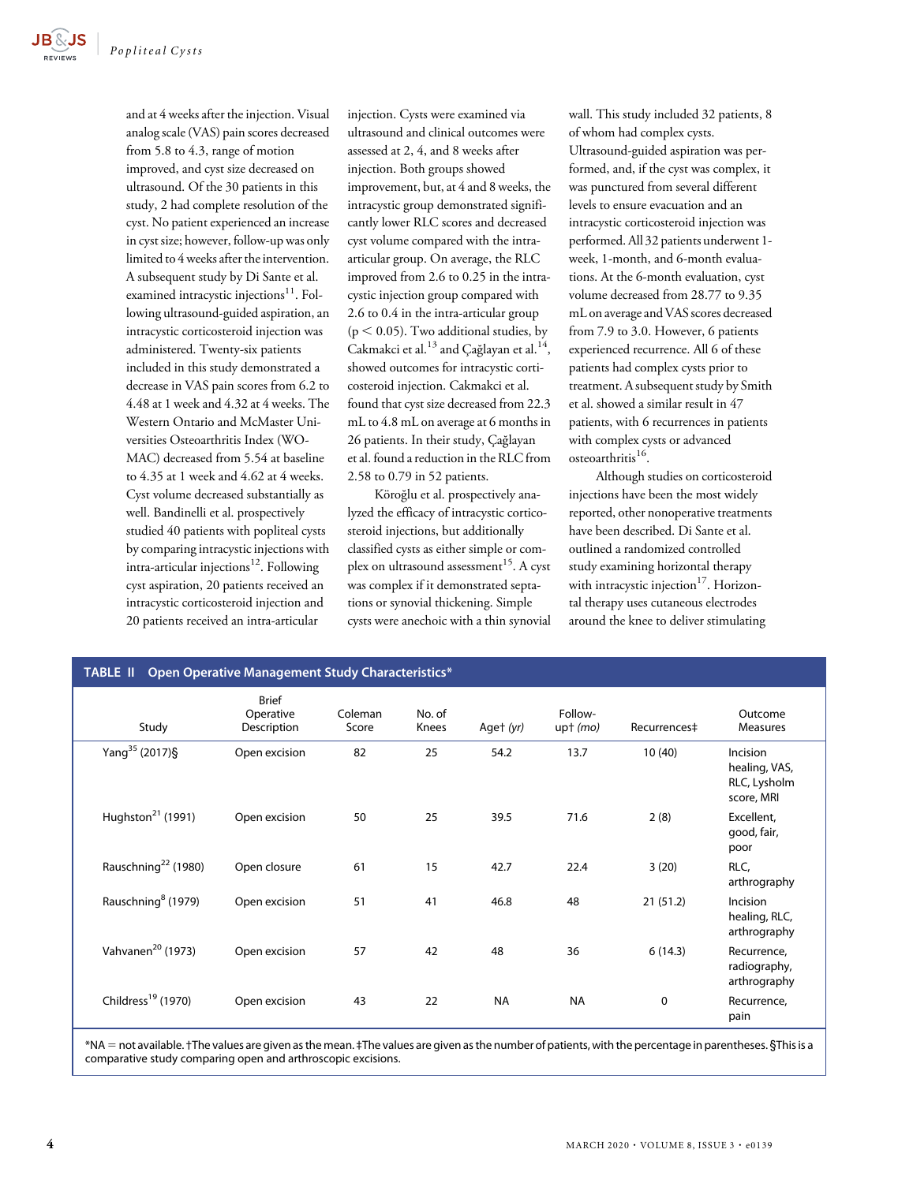and at 4 weeks after the injection. Visual analog scale (VAS) pain scores decreased from 5.8 to 4.3, range of motion improved, and cyst size decreased on ultrasound. Of the 30 patients in this study, 2 had complete resolution of the cyst. No patient experienced an increase in cyst size; however, follow-up was only limited to 4 weeks after the intervention. A subsequent study by Di Sante et al. examined intracystic injections[11]. Following ultrasound-guided aspiration, an intracystic corticosteroid injection was administered. Twenty-six patients included in this study demonstrated a decrease in VAS pain scores from 6.2 to 4.48 at 1 week and 4.32 at 4 weeks. The Western Ontario and McMaster Universities Osteoarthritis Index (WOMAC) decreased from 5.54 at baseline to 4.35 at 1 week and 4.62 at 4 weeks. Cyst volume decreased substantially as well. Bandinelli et al. prospectively studied 40 patients with popliteal cysts by comparing intracystic injections with intra-articular injections[12]. Following cyst aspiration, 20 patients received an intracystic corticosteroid injection and 20 patients received an intra-articular injection. Cysts were examined via ultrasound and clinical outcomes were assessed at 2, 4, and 8 weeks after injection. Both groups showed improvement, but, at 4 and 8 weeks, the intracystic group demonstrated significantly lower RLC scores and decreased cyst volume compared with the intra-articular group. On average, the RLC improved from 2.6 to 0.25 in the intracystic injection group compared with 2.6 to 0.4 in the intra-articular group ($p < 0.05$). Two additional studies, by Cakmakci et al.[13] and Çağlayan et al.[14], showed outcomes for intracystic corticosteroid injection. Cakmakci et al. found that cyst size decreased from 22.3 mL to 4.8 mL on average at 6 months in 26 patients. In their study, Çağlayan et al. found a reduction in the RLC from 2.58 to 0.79 in 52 patients.

Köroğlu et al. prospectively analyzed the efficacy of intracystic corticosteroid injections, but additionally classified cysts as either simple or complex on ultrasound assessment[15]. A cyst was complex if it demonstrated septations or synovial thickening. Simple cysts were anechoic with a thin synovial wall. This study included 32 patients, 8 of whom had complex cysts. Ultrasound-guided aspiration was performed, and, if the cyst was complex, it was punctured from several different levels to ensure evacuation and an intracystic corticosteroid injection was performed. All 32 patients underwent 1-week, 1-month, and 6-month evaluations. At the 6-month evaluation, cyst volume decreased from 28.77 to 9.35 mL on average and VAS scores decreased from 7.9 to 3.0. However, 6 patients experienced recurrence. All 6 of these patients had complex cysts prior to treatment. A subsequent study by Smith et al. showed a similar result in 47 patients, with 6 recurrences in patients with complex cysts or advanced osteoarthritis[16].

Although studies on corticosteroid injections have been the most widely reported, other nonoperative treatments have been described. Di Sante et al. outlined a randomized controlled study examining horizontal therapy with intracystic injection[17]. Horizontal therapy uses cutaneous electrodes around the knee to deliver stimulating

**TABLE II Open Operative Management Study Characteristics***

| Study | Brief Operative Description | Coleman Score | No. of Knees | Age† *(yr)* | Follow-up† *(mo)* | Recurrences‡ | Outcome Measures |
|---|---|---|---|---|---|---|---|
| Yang[35] (2017)§ | Open excision | 82 | 25 | 54.2 | 13.7 | 10 (40) | Incision healing, VAS, RLC, Lysholm score, MRI |
| Hughston[21] (1991) | Open excision | 50 | 25 | 39.5 | 71.6 | 2 (8) | Excellent, good, fair, poor |
| Rauschning[22] (1980) | Open closure | 61 | 15 | 42.7 | 22.4 | 3 (20) | RLC, arthrography |
| Rauschning[8] (1979) | Open excision | 51 | 41 | 46.8 | 48 | 21 (51.2) | Incision healing, RLC, arthrography |
| Vahvanen[20] (1973) | Open excision | 57 | 42 | 48 | 36 | 6 (14.3) | Recurrence, radiography, arthrography |
| Childress[19] (1970) | Open excision | 43 | 22 | NA | NA | 0 | Recurrence, pain |

*NA = not available. †The values are given as the mean. ‡The values are given as the number of patients, with the percentage in parentheses. §This is a comparative study comparing open and arthroscopic excisions.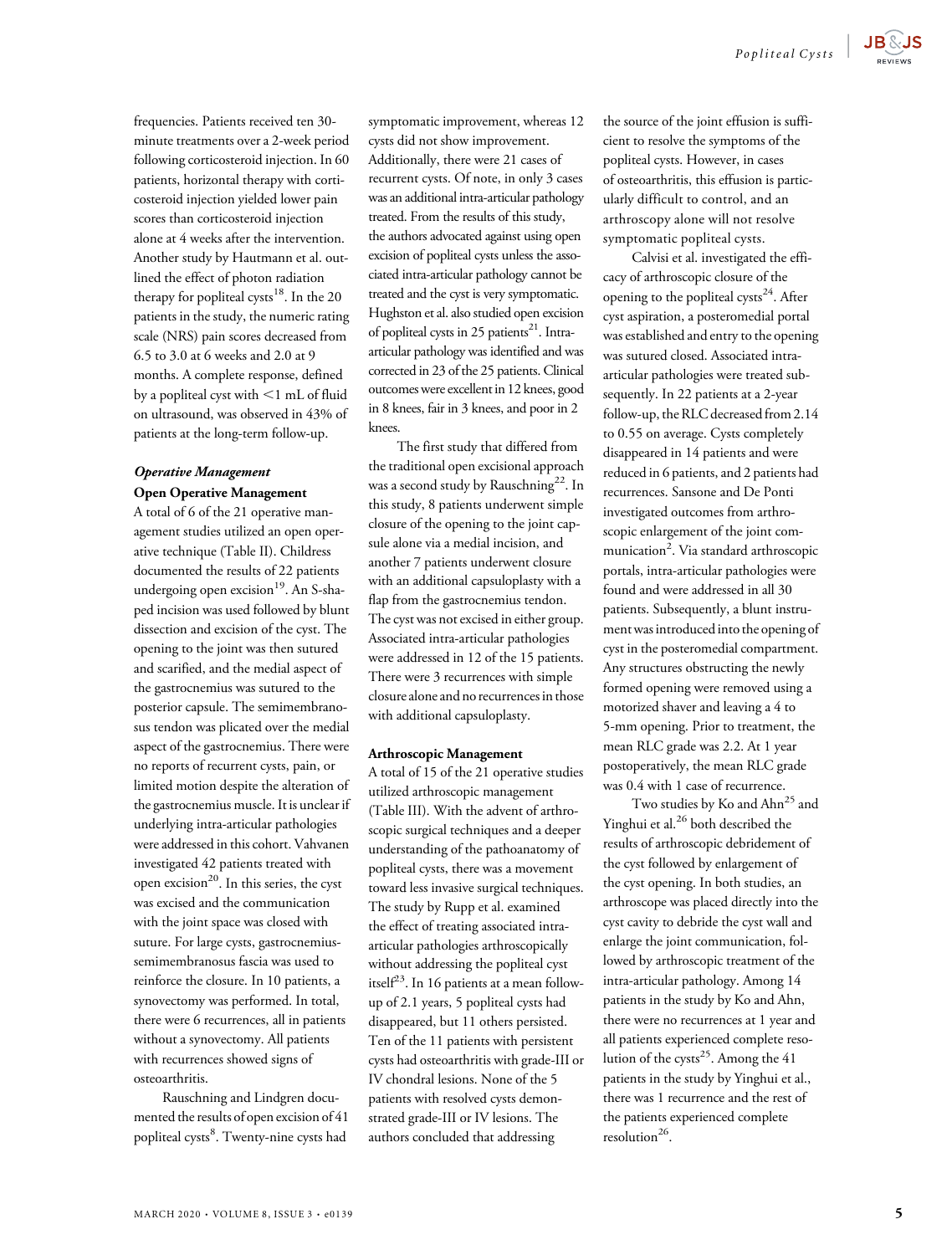frequencies. Patients received ten 30-minute treatments over a 2-week period following corticosteroid injection. In 60 patients, horizontal therapy with corticosteroid injection yielded lower pain scores than corticosteroid injection alone at 4 weeks after the intervention. Another study by Hautmann et al. outlined the effect of photon radiation therapy for popliteal cysts[18]. In the 20 patients in the study, the numeric rating scale (NRS) pain scores decreased from 6.5 to 3.0 at 6 weeks and 2.0 at 9 months. A complete response, defined by a popliteal cyst with <1 mL of fluid on ultrasound, was observed in 43% of patients at the long-term follow-up.

### *Operative Management*

#### Open Operative Management

A total of 6 of the 21 operative management studies utilized an open operative technique (Table II). Childress documented the results of 22 patients undergoing open excision[19]. An S-shaped incision was used followed by blunt dissection and excision of the cyst. The opening to the joint was then sutured and scarified, and the medial aspect of the gastrocnemius was sutured to the posterior capsule. The semimembranosus tendon was plicated over the medial aspect of the gastrocnemius. There were no reports of recurrent cysts, pain, or limited motion despite the alteration of the gastrocnemius muscle. It is unclear if underlying intra-articular pathologies were addressed in this cohort. Vahvanen investigated 42 patients treated with open excision[20]. In this series, the cyst was excised and the communication with the joint space was closed with suture. For large cysts, gastrocnemius-semimembranosus fascia was used to reinforce the closure. In 10 patients, a synovectomy was performed. In total, there were 6 recurrences, all in patients without a synovectomy. All patients with recurrences showed signs of osteoarthritis.

Rauschning and Lindgren documented the results of open excision of 41 popliteal cysts[8]. Twenty-nine cysts had symptomatic improvement, whereas 12 cysts did not show improvement. Additionally, there were 21 cases of recurrent cysts. Of note, in only 3 cases was an additional intra-articular pathology treated. From the results of this study, the authors advocated against using open excision of popliteal cysts unless the associated intra-articular pathology cannot be treated and the cyst is very symptomatic. Hughston et al. also studied open excision of popliteal cysts in 25 patients[21]. Intra-articular pathology was identified and was corrected in 23 of the 25 patients. Clinical outcomes were excellent in 12 knees, good in 8 knees, fair in 3 knees, and poor in 2 knees.

The first study that differed from the traditional open excisional approach was a second study by Rauschning[22]. In this study, 8 patients underwent simple closure of the opening to the joint capsule alone via a medial incision, and another 7 patients underwent closure with an additional capsuloplasty with a flap from the gastrocnemius tendon. The cyst was not excised in either group. Associated intra-articular pathologies were addressed in 12 of the 15 patients. There were 3 recurrences with simple closure alone and no recurrences in those with additional capsuloplasty.

#### Arthroscopic Management

A total of 15 of the 21 operative studies utilized arthroscopic management (Table III). With the advent of arthroscopic surgical techniques and a deeper understanding of the pathoanatomy of popliteal cysts, there was a movement toward less invasive surgical techniques. The study by Rupp et al. examined the effect of treating associated intra-articular pathologies arthroscopically without addressing the popliteal cyst itself[23]. In 16 patients at a mean follow-up of 2.1 years, 5 popliteal cysts had disappeared, but 11 others persisted. Ten of the 11 patients with persistent cysts had osteoarthritis with grade-III or IV chondral lesions. None of the 5 patients with resolved cysts demonstrated grade-III or IV lesions. The authors concluded that addressing the source of the joint effusion is sufficient to resolve the symptoms of the popliteal cysts. However, in cases of osteoarthritis, this effusion is particularly difficult to control, and an arthroscopy alone will not resolve symptomatic popliteal cysts.

Calvisi et al. investigated the efficacy of arthroscopic closure of the opening to the popliteal cysts[24]. After cyst aspiration, a posteromedial portal was established and entry to the opening was sutured closed. Associated intra-articular pathologies were treated subsequently. In 22 patients at a 2-year follow-up, the RLC decreased from 2.14 to 0.55 on average. Cysts completely disappeared in 14 patients and were reduced in 6 patients, and 2 patients had recurrences. Sansone and De Ponti investigated outcomes from arthroscopic enlargement of the joint communication[2]. Via standard arthroscopic portals, intra-articular pathologies were found and were addressed in all 30 patients. Subsequently, a blunt instrument was introduced into the opening of cyst in the posteromedial compartment. Any structures obstructing the newly formed opening were removed using a motorized shaver and leaving a 4 to 5-mm opening. Prior to treatment, the mean RLC grade was 2.2. At 1 year postoperatively, the mean RLC grade was 0.4 with 1 case of recurrence.

Two studies by Ko and Ahn[25] and Yinghui et al.[26] both described the results of arthroscopic debridement of the cyst followed by enlargement of the cyst opening. In both studies, an arthroscope was placed directly into the cyst cavity to debride the cyst wall and enlarge the joint communication, followed by arthroscopic treatment of the intra-articular pathology. Among 14 patients in the study by Ko and Ahn, there were no recurrences at 1 year and all patients experienced complete resolution of the cysts[25]. Among the 41 patients in the study by Yinghui et al., there was 1 recurrence and the rest of the patients experienced complete resolution[26].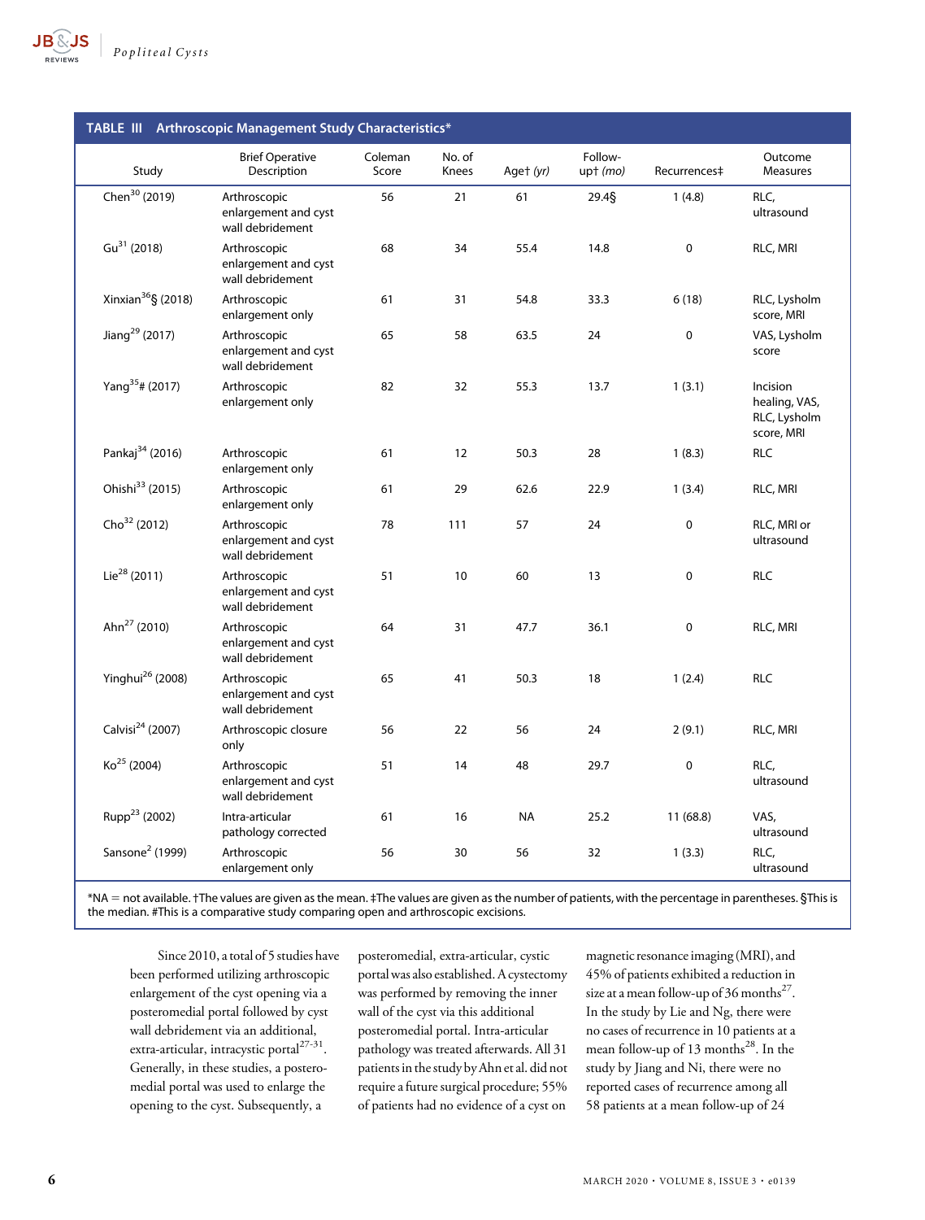**TABLE III Arthroscopic Management Study Characteristics***

| Study | Brief Operative Description | Coleman Score | No. of Knees | Age† (yr) | Follow-up† (mo) | Recurrences‡ | Outcome Measures |
|---|---|---|---|---|---|---|---|
| Chen[30] (2019) | Arthroscopic enlargement and cyst wall debridement | 56 | 21 | 61 | 29.4§ | 1 (4.8) | RLC, ultrasound |
| Gu[31] (2018) | Arthroscopic enlargement and cyst wall debridement | 68 | 34 | 55.4 | 14.8 | 0 | RLC, MRI |
| Xinxian[36]§ (2018) | Arthroscopic enlargement only | 61 | 31 | 54.8 | 33.3 | 6 (18) | RLC, Lysholm score, MRI |
| Jiang[29] (2017) | Arthroscopic enlargement and cyst wall debridement | 65 | 58 | 63.5 | 24 | 0 | VAS, Lysholm score |
| Yang[35]# (2017) | Arthroscopic enlargement only | 82 | 32 | 55.3 | 13.7 | 1 (3.1) | Incision healing, VAS, RLC, Lysholm score, MRI |
| Pankaj[34] (2016) | Arthroscopic enlargement only | 61 | 12 | 50.3 | 28 | 1 (8.3) | RLC |
| Ohishi[33] (2015) | Arthroscopic enlargement only | 61 | 29 | 62.6 | 22.9 | 1 (3.4) | RLC, MRI |
| Cho[32] (2012) | Arthroscopic enlargement and cyst wall debridement | 78 | 111 | 57 | 24 | 0 | RLC, MRI or ultrasound |
| Lie[28] (2011) | Arthroscopic enlargement and cyst wall debridement | 51 | 10 | 60 | 13 | 0 | RLC |
| Ahn[27] (2010) | Arthroscopic enlargement and cyst wall debridement | 64 | 31 | 47.7 | 36.1 | 0 | RLC, MRI |
| Yinghui[26] (2008) | Arthroscopic enlargement and cyst wall debridement | 65 | 41 | 50.3 | 18 | 1 (2.4) | RLC |
| Calvisi[24] (2007) | Arthroscopic closure only | 56 | 22 | 56 | 24 | 2 (9.1) | RLC, MRI |
| Ko[25] (2004) | Arthroscopic enlargement and cyst wall debridement | 51 | 14 | 48 | 29.7 | 0 | RLC, ultrasound |
| Rupp[23] (2002) | Intra-articular pathology corrected | 61 | 16 | NA | 25.2 | 11 (68.8) | VAS, ultrasound |
| Sansone[2] (1999) | Arthroscopic enlargement only | 56 | 30 | 56 | 32 | 1 (3.3) | RLC, ultrasound |

*NA = not available. †The values are given as the mean. ‡The values are given as the number of patients, with the percentage in parentheses. §This is the median. #This is a comparative study comparing open and arthroscopic excisions.

Since 2010, a total of 5 studies have been performed utilizing arthroscopic enlargement of the cyst opening via a posteromedial portal followed by cyst wall debridement via an additional, extra-articular, intracystic portal[27-31]. Generally, in these studies, a posteromedial portal was used to enlarge the opening to the cyst. Subsequently, a posteromedial, extra-articular, cystic portal was also established. A cystectomy was performed by removing the inner wall of the cyst via this additional posteromedial portal. Intra-articular pathology was treated afterwards. All 31 patients in the study by Ahn et al. did not require a future surgical procedure; 55% of patients had no evidence of a cyst on magnetic resonance imaging (MRI), and 45% of patients exhibited a reduction in size at a mean follow-up of 36 months[27]. In the study by Lie and Ng, there were no cases of recurrence in 10 patients at a mean follow-up of 13 months[28]. In the study by Jiang and Ni, there were no reported cases of recurrence among all 58 patients at a mean follow-up of 24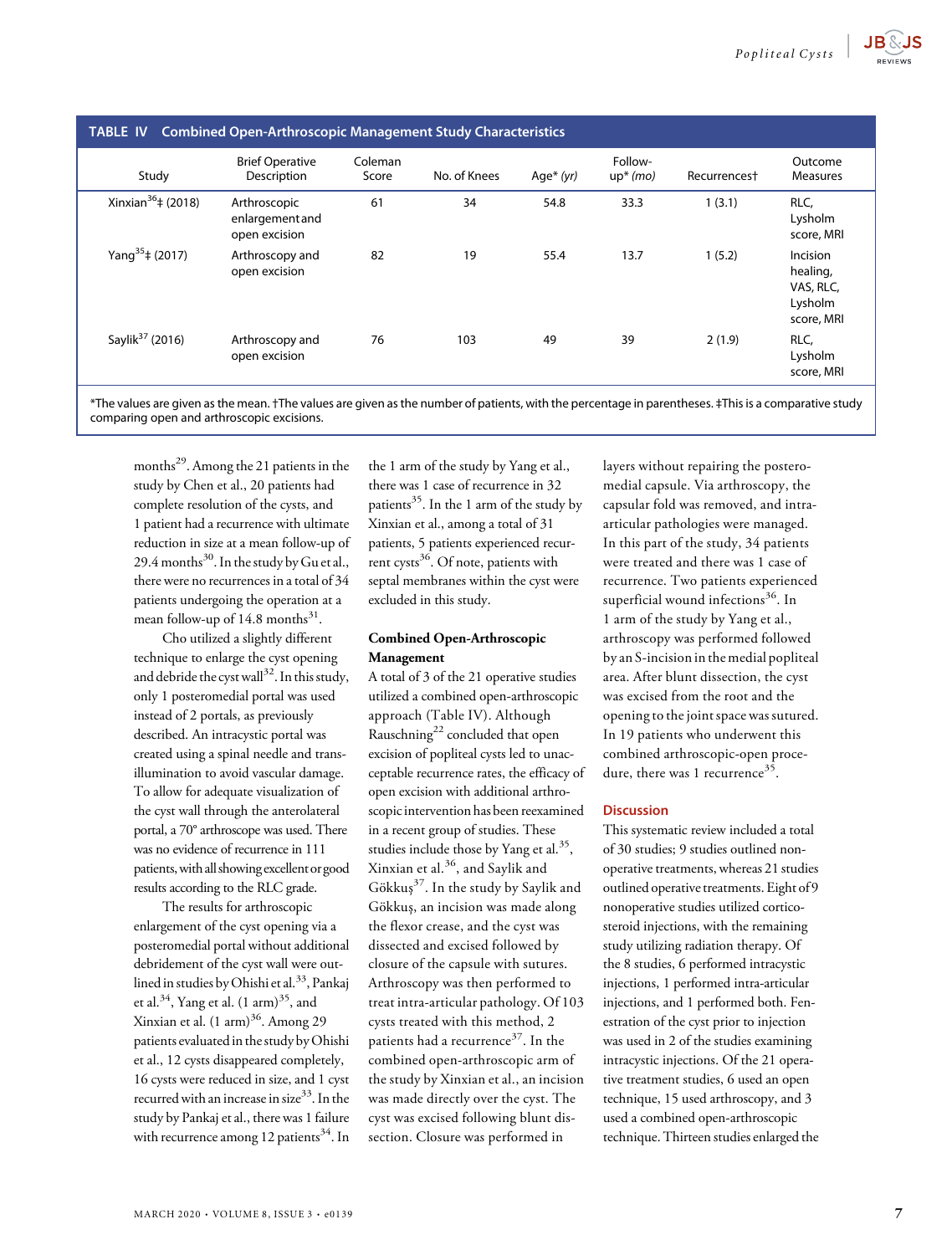**TABLE IV Combined Open-Arthroscopic Management Study Characteristics**

| Study | Brief Operative Description | Coleman Score | No. of Knees | Age* (yr) | Follow-up* (mo) | Recurrence† | Outcome Measures |
|---|---|---|---|---|---|---|---|
| Xinxian[36]‡ (2018) | Arthroscopic enlargement and open excision | 61 | 34 | 54.8 | 33.3 | 1 (3.1) | RLC, Lysholm score, MRI |
| Yang[35]‡ (2017) | Arthroscopy and open excision | 82 | 19 | 55.4 | 13.7 | 1 (5.2) | Incision healing, VAS, RLC, Lysholm score, MRI |
| Saylik[37] (2016) | Arthroscopy and open excision | 76 | 103 | 49 | 39 | 2 (1.9) | RLC, Lysholm score, MRI |

*The values are given as the mean. †The values are given as the number of patients, with the percentage in parentheses. ‡This is a comparative study comparing open and arthroscopic excisions.

months[29]. Among the 21 patients in the study by Chen et al., 20 patients had complete resolution of the cysts, and 1 patient had a recurrence with ultimate reduction in size at a mean follow-up of 29.4 months[30]. In the study by Gu et al., there were no recurrences in a total of 34 patients undergoing the operation at a mean follow-up of 14.8 months[31].

Cho utilized a slightly different technique to enlarge the cyst opening and debride the cyst wall[32]. In this study, only 1 posteromedial portal was used instead of 2 portals, as previously described. An intracystic portal was created using a spinal needle and trans-illumination to avoid vascular damage. To allow for adequate visualization of the cyst wall through the anterolateral portal, a 70° arthroscope was used. There was no evidence of recurrence in 111 patients, with all showing excellent or good results according to the RLC grade.

The results for arthroscopic enlargement of the cyst opening via a posteromedial portal without additional debridement of the cyst wall were outlined in studies by Ohishi et al.[33], Pankaj et al.[34], Yang et al. (1 arm)[35], and Xinxian et al. (1 arm)[36]. Among 29 patients evaluated in the study by Ohishi et al., 12 cysts disappeared completely, 16 cysts were reduced in size, and 1 cyst recurred with an increase in size[33]. In the study by Pankaj et al., there was 1 failure with recurrence among 12 patients[34]. In the 1 arm of the study by Yang et al., there was 1 case of recurrence in 32 patients[35]. In the 1 arm of the study by Xinxian et al., among a total of 31 patients, 5 patients experienced recurrent cysts[36]. Of note, patients with septal membranes within the cyst were excluded in this study.

### Combined Open-Arthroscopic Management

A total of 3 of the 21 operative studies utilized a combined open-arthroscopic approach (Table IV). Although Rauschning[22] concluded that open excision of popliteal cysts led to unacceptable recurrence rates, the efficacy of open excision with additional arthroscopic intervention has been reexamined in a recent group of studies. These studies include those by Yang et al.[35], Xinxian et al.[36], and Saylik and Gökkuş[37]. In the study by Saylik and Gökkuş, an incision was made along the flexor crease, and the cyst was dissected and excised followed by closure of the capsule with sutures. Arthroscopy was then performed to treat intra-articular pathology. Of 103 cysts treated with this method, 2 patients had a recurrence[37]. In the combined open-arthroscopic arm of the study by Xinxian et al., an incision was made directly over the cyst. The cyst was excised following blunt dissection. Closure was performed in layers without repairing the posteromedial capsule. Via arthroscopy, the capsular fold was removed, and intra-articular pathologies were managed. In this part of the study, 34 patients were treated and there was 1 case of recurrence. Two patients experienced superficial wound infections[36]. In 1 arm of the study by Yang et al., arthroscopy was performed followed by an S-incision in the medial popliteal area. After blunt dissection, the cyst was excised from the root and the opening to the joint space was sutured. In 19 patients who underwent this combined arthroscopic-open procedure, there was 1 recurrence[35].

## Discussion

This systematic review included a total of 30 studies; 9 studies outlined nonoperative treatments, whereas 21 studies outlined operative treatments. Eight of 9 nonoperative studies utilized corticosteroid injections, with the remaining study utilizing radiation therapy. Of the 8 studies, 6 performed intracystic injections, 1 performed intra-articular injections, and 1 performed both. Fenestration of the cyst prior to injection was used in 2 of the studies examining intracystic injections. Of the 21 operative treatment studies, 6 used an open technique, 15 used arthroscopy, and 3 used a combined open-arthroscopic technique. Thirteen studies enlarged the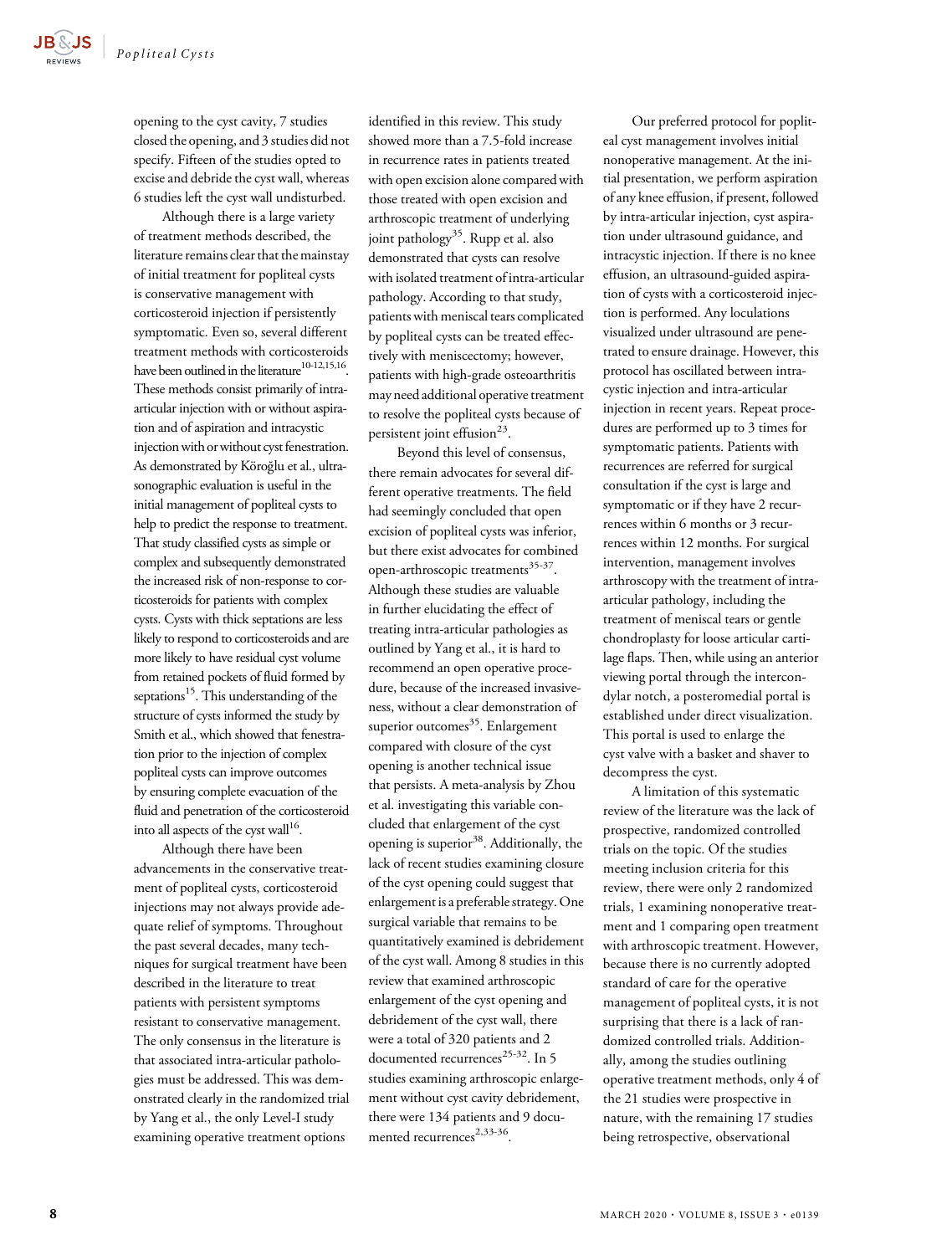opening to the cyst cavity, 7 studies closed the opening, and 3 studies did not specify. Fifteen of the studies opted to excise and debride the cyst wall, whereas 6 studies left the cyst wall undisturbed.

Although there is a large variety of treatment methods described, the literature remains clear that the mainstay of initial treatment for popliteal cysts is conservative management with corticosteroid injection if persistently symptomatic. Even so, several different treatment methods with corticosteroids have been outlined in the literature[10-12,15,16]. These methods consist primarily of intra-articular injection with or without aspiration and of aspiration and intracystic injection with or without cyst fenestration. As demonstrated by Köroğlu et al., ultrasonographic evaluation is useful in the initial management of popliteal cysts to help to predict the response to treatment. That study classified cysts as simple or complex and subsequently demonstrated the increased risk of non-response to corticosteroids for patients with complex cysts. Cysts with thick septations are less likely to respond to corticosteroids and are more likely to have residual cyst volume from retained pockets of fluid formed by septations[15]. This understanding of the structure of cysts informed the study by Smith et al., which showed that fenestration prior to the injection of complex popliteal cysts can improve outcomes by ensuring complete evacuation of the fluid and penetration of the corticosteroid into all aspects of the cyst wall[16].

Although there have been advancements in the conservative treatment of popliteal cysts, corticosteroid injections may not always provide adequate relief of symptoms. Throughout the past several decades, many techniques for surgical treatment have been described in the literature to treat patients with persistent symptoms resistant to conservative management. The only consensus in the literature is that associated intra-articular pathologies must be addressed. This was demonstrated clearly in the randomized trial by Yang et al., the only Level-I study examining operative treatment options identified in this review. This study showed more than a 7.5-fold increase in recurrence rates in patients treated with open excision alone compared with those treated with open excision and arthroscopic treatment of underlying joint pathology[35]. Rupp et al. also demonstrated that cysts can resolve with isolated treatment of intra-articular pathology. According to that study, patients with meniscal tears complicated by popliteal cysts can be treated effectively with meniscectomy; however, patients with high-grade osteoarthritis may need additional operative treatment to resolve the popliteal cysts because of persistent joint effusion[23].

Beyond this level of consensus, there remain advocates for several different operative treatments. The field had seemingly concluded that open excision of popliteal cysts was inferior, but there exist advocates for combined open-arthroscopic treatments[35-37]. Although these studies are valuable in further elucidating the effect of treating intra-articular pathologies as outlined by Yang et al., it is hard to recommend an open operative procedure, because of the increased invasiveness, without a clear demonstration of superior outcomes[35]. Enlargement compared with closure of the cyst opening is another technical issue that persists. A meta-analysis by Zhou et al. investigating this variable concluded that enlargement of the cyst opening is superior[38]. Additionally, the lack of recent studies examining closure of the cyst opening could suggest that enlargement is a preferable strategy. One surgical variable that remains to be quantitatively examined is debridement of the cyst wall. Among 8 studies in this review that examined arthroscopic enlargement of the cyst opening and debridement of the cyst wall, there were a total of 320 patients and 2 documented recurrences[25-32]. In 5 studies examining arthroscopic enlargement without cyst cavity debridement, there were 134 patients and 9 documented recurrences[2,33-36].

Our preferred protocol for popliteal cyst management involves initial nonoperative management. At the initial presentation, we perform aspiration of any knee effusion, if present, followed by intra-articular injection, cyst aspiration under ultrasound guidance, and intracystic injection. If there is no knee effusion, an ultrasound-guided aspiration of cysts with a corticosteroid injection is performed. Any loculations visualized under ultrasound are penetrated to ensure drainage. However, this protocol has oscillated between intracystic injection and intra-articular injection in recent years. Repeat procedures are performed up to 3 times for symptomatic patients. Patients with recurrences are referred for surgical consultation if the cyst is large and symptomatic or if they have 2 recurrences within 6 months or 3 recurrences within 12 months. For surgical intervention, management involves arthroscopy with the treatment of intra-articular pathology, including the treatment of meniscal tears or gentle chondroplasty for loose articular cartilage flaps. Then, while using an anterior viewing portal through the intercondylar notch, a posteromedial portal is established under direct visualization. This portal is used to enlarge the cyst valve with a basket and shaver to decompress the cyst.

A limitation of this systematic review of the literature was the lack of prospective, randomized controlled trials on the topic. Of the studies meeting inclusion criteria for this review, there were only 2 randomized trials, 1 examining nonoperative treatment and 1 comparing open treatment with arthroscopic treatment. However, because there is no currently adopted standard of care for the operative management of popliteal cysts, it is not surprising that there is a lack of randomized controlled trials. Additionally, among the studies outlining operative treatment methods, only 4 of the 21 studies were prospective in nature, with the remaining 17 studies being retrospective, observational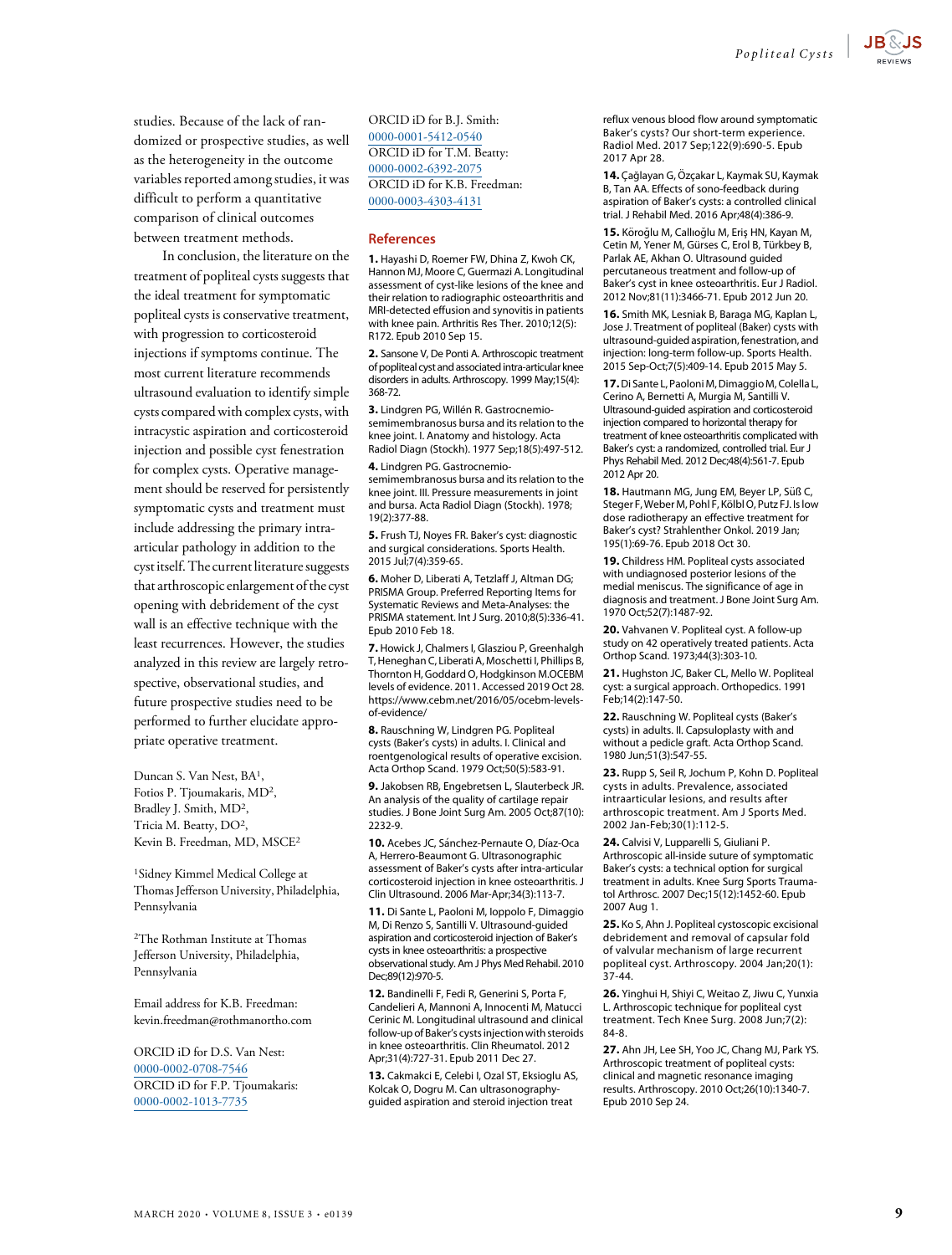studies. Because of the lack of randomized or prospective studies, as well as the heterogeneity in the outcome variables reported among studies, it was difficult to perform a quantitative comparison of clinical outcomes between treatment methods.

In conclusion, the literature on the treatment of popliteal cysts suggests that the ideal treatment for symptomatic popliteal cysts is conservative treatment, with progression to corticosteroid injections if symptoms continue. The most current literature recommends ultrasound evaluation to identify simple cysts compared with complex cysts, with intracystic aspiration and corticosteroid injection and possible cyst fenestration for complex cysts. Operative management should be reserved for persistently symptomatic cysts and treatment must include addressing the primary intra-articular pathology in addition to the cyst itself. The current literature suggests that arthroscopic enlargement of the cyst opening with debridement of the cyst wall is an effective technique with the least recurrences. However, the studies analyzed in this review are largely retrospective, observational studies, and future prospective studies need to be performed to further elucidate appropriate operative treatment.

Duncan S. Van Nest, BA[1],
Fotios P. Tjoumakaris, MD[2],
Bradley J. Smith, MD[2],
Tricia M. Beatty, DO[2],
Kevin B. Freedman, MD, MSCE[2]

[1]Sidney Kimmel Medical College at Thomas Jefferson University, Philadelphia, Pennsylvania

[2]The Rothman Institute at Thomas Jefferson University, Philadelphia, Pennsylvania

Email address for K.B. Freedman: kevin.freedman@rothmanortho.com

ORCID iD for D.S. Van Nest: 0000-0002-0708-7546
ORCID iD for F.P. Tjoumakaris: 0000-0002-1013-7735
ORCID iD for B.J. Smith: 0000-0001-5412-0540
ORCID iD for T.M. Beatty: 0000-0002-6392-2075
ORCID iD for K.B. Freedman: 0000-0003-4303-4131

## References

**1.** Hayashi D, Roemer FW, Dhina Z, Kwoh CK, Hannon MJ, Moore C, Guermazi A. Longitudinal assessment of cyst-like lesions of the knee and their relation to radiographic osteoarthritis and MRI-detected effusion and synovitis in patients with knee pain. Arthritis Res Ther. 2010;12(5):R172. Epub 2010 Sep 15.

**2.** Sansone V, De Ponti A. Arthroscopic treatment of popliteal cyst and associated intra-articular knee disorders in adults. Arthroscopy. 1999 May;15(4):368-72.

**3.** Lindgren PG, Willén R. Gastrocnemio-semimembranosus bursa and its relation to the knee joint. I. Anatomy and histology. Acta Radiol Diagn (Stockh). 1977 Sep;18(5):497-512.

**4.** Lindgren PG. Gastrocnemio-semimembranosus bursa and its relation to the knee joint. III. Pressure measurements in joint and bursa. Acta Radiol Diagn (Stockh). 1978;19(2):377-88.

**5.** Frush TJ, Noyes FR. Baker's cyst: diagnostic and surgical considerations. Sports Health. 2015 Jul;7(4):359-65.

**6.** Moher D, Liberati A, Tetzlaff J, Altman DG; PRISMA Group. Preferred Reporting Items for Systematic Reviews and Meta-Analyses: the PRISMA statement. Int J Surg. 2010;8(5):336-41. Epub 2010 Feb 18.

**7.** Howick J, Chalmers I, Glasziou P, Greenhalgh T, Heneghan C, Liberati A, Moschetti I, Phillips B, Thornton H, Goddard O, Hodgkinson M.OCEBM levels of evidence. 2011. Accessed 2019 Oct 28. https://www.cebm.net/2016/05/ocebm-levels-of-evidence/

**8.** Rauschning W, Lindgren PG. Popliteal cysts (Baker's cysts) in adults. I. Clinical and roentgenological results of operative excision. Acta Orthop Scand. 1979 Oct;50(5):583-91.

**9.** Jakobsen RB, Engebretsen L, Slauterbeck JR. An analysis of the quality of cartilage repair studies. J Bone Joint Surg Am. 2005 Oct;87(10):2232-9.

**10.** Acebes JC, Sánchez-Pernaute O, Díaz-Oca A, Herrero-Beaumont G. Ultrasonographic assessment of Baker's cysts after intra-articular corticosteroid injection in knee osteoarthritis. J Clin Ultrasound. 2006 Mar-Apr;34(3):113-7.

**11.** Di Sante L, Paoloni M, Ioppolo F, Dimaggio M, Di Renzo S, Santilli V. Ultrasound-guided aspiration and corticosteroid injection of Baker's cysts in knee osteoarthritis: a prospective observational study. Am J Phys Med Rehabil. 2010 Dec;89(12):970-5.

**12.** Bandinelli F, Fedi R, Generini S, Porta F, Candelieri A, Mannoni A, Innocenti M, Matucci Cerinic M. Longitudinal ultrasound and clinical follow-up of Baker's cysts injection with steroids in knee osteoarthritis. Clin Rheumatol. 2012 Apr;31(4):727-31. Epub 2011 Dec 27.

**13.** Cakmakci E, Celebi I, Ozal ST, Eksioglu AS, Kolcak O, Dogru M. Can ultrasonography-guided aspiration and steroid injection treat reflux venous blood flow around symptomatic Baker's cysts? Our short-term experience. Radiol Med. 2017 Sep;122(9):690-5. Epub 2017 Apr 28.

**14.** Çağlayan G, Özçakar L, Kaymak SU, Kaymak B, Tan AA. Effects of sono-feedback during aspiration of Baker's cysts: a controlled clinical trial. J Rehabil Med. 2016 Apr;48(4):386-9.

**15.** Köroğlu M, Callıoğlu M, Eriş HN, Kayan M, Cetin M, Yener M, Gürses C, Erol B, Türkbey B, Parlak AE, Akhan O. Ultrasound guided percutaneous treatment and follow-up of Baker's cyst in knee osteoarthritis. Eur J Radiol. 2012 Nov;81(11):3466-71. Epub 2012 Jun 20.

**16.** Smith MK, Lesniak B, Baraga MG, Kaplan L, Jose J. Treatment of popliteal (Baker) cysts with ultrasound-guided aspiration, fenestration, and injection: long-term follow-up. Sports Health. 2015 Sep-Oct;7(5):409-14. Epub 2015 May 5.

**17.** Di Sante L, Paoloni M, Dimaggio M, Colella L, Cerino A, Bernetti A, Murgia M, Santilli V. Ultrasound-guided aspiration and corticosteroid injection compared to horizontal therapy for treatment of knee osteoarthritis complicated with Baker's cyst: a randomized, controlled trial. Eur J Phys Rehabil Med. 2012 Dec;48(4):561-7. Epub 2012 Apr 20.

**18.** Hautmann MG, Jung EM, Beyer LP, Süß C, Steger F, Weber M, Pohl F, Kölbl O, Putz FJ. Is low dose radiotherapy an effective treatment for Baker's cyst? Strahlenther Onkol. 2019 Jan;195(1):69-76. Epub 2018 Oct 30.

**19.** Childress HM. Popliteal cysts associated with undiagnosed posterior lesions of the medial meniscus. The significance of age in diagnosis and treatment. J Bone Joint Surg Am. 1970 Oct;52(7):1487-92.

**20.** Vahvanen V. Popliteal cyst. A follow-up study on 42 operatively treated patients. Acta Orthop Scand. 1973;44(3):303-10.

**21.** Hughston JC, Baker CL, Mello W. Popliteal cyst: a surgical approach. Orthopedics. 1991 Feb;14(2):147-50.

**22.** Rauschning W. Popliteal cysts (Baker's cysts) in adults. II. Capsuloplasty with and without a pedicle graft. Acta Orthop Scand. 1980 Jun;51(3):547-55.

**23.** Rupp S, Seil R, Jochum P, Kohn D. Popliteal cysts in adults. Prevalence, associated intraarticular lesions, and results after arthroscopic treatment. Am J Sports Med. 2002 Jan-Feb;30(1):112-5.

**24.** Calvisi V, Lupparelli S, Giuliani P. Arthroscopic all-inside suture of symptomatic Baker's cysts: a technical option for surgical treatment in adults. Knee Surg Sports Traumatol Arthrosc. 2007 Dec;15(12):1452-60. Epub 2007 Aug 1.

**25.** Ko S, Ahn J. Popliteal cystoscopic excisional debridement and removal of capsular fold of valvular mechanism of large recurrent popliteal cyst. Arthroscopy. 2004 Jan;20(1):37-44.

**26.** Yinghui H, Shiyi C, Weitao Z, Jiwu C, Yunxia L. Arthroscopic technique for popliteal cyst treatment. Tech Knee Surg. 2008 Jun;7(2):84-8.

**27.** Ahn JH, Lee SH, Yoo JC, Chang MJ, Park YS. Arthroscopic treatment of popliteal cysts: clinical and magnetic resonance imaging results. Arthroscopy. 2010 Oct;26(10):1340-7. Epub 2010 Sep 24.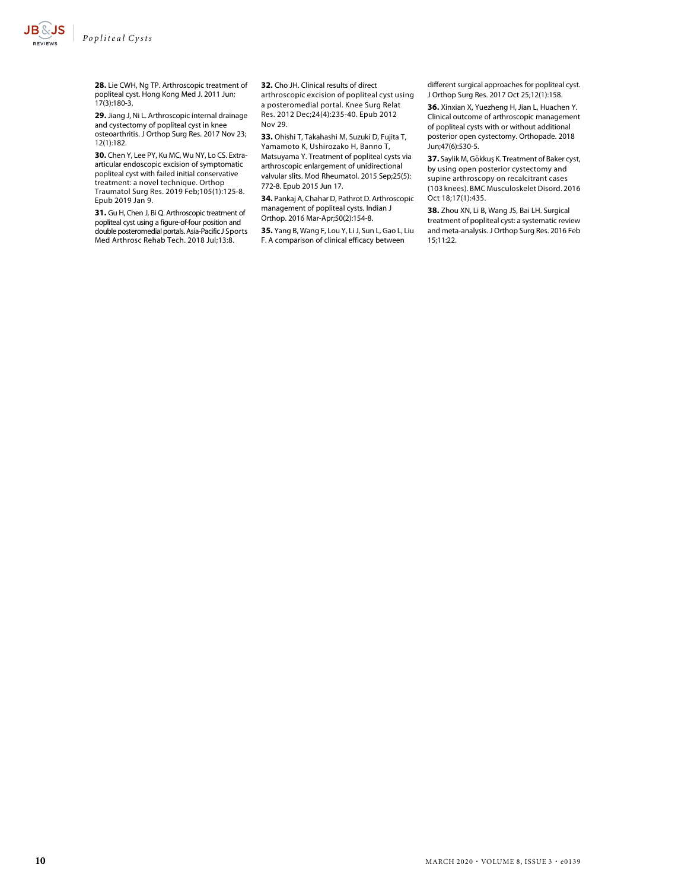**28.** Lie CWH, Ng TP. Arthroscopic treatment of popliteal cyst. Hong Kong Med J. 2011 Jun; 17(3):180-3.

**29.** Jiang J, Ni L. Arthroscopic internal drainage and cystectomy of popliteal cyst in knee osteoarthritis. J Orthop Surg Res. 2017 Nov 23; 12(1):182.

**30.** Chen Y, Lee PY, Ku MC, Wu NY, Lo CS. Extra-articular endoscopic excision of symptomatic popliteal cyst with failed initial conservative treatment: a novel technique. Orthop Traumatol Surg Res. 2019 Feb;105(1):125-8. Epub 2019 Jan 9.

**31.** Gu H, Chen J, Bi Q. Arthroscopic treatment of popliteal cyst using a figure-of-four position and double posteromedial portals. Asia-Pacific J Sports Med Arthrosc Rehab Tech. 2018 Jul;13:8.

**32.** Cho JH. Clinical results of direct arthroscopic excision of popliteal cyst using a posteromedial portal. Knee Surg Relat Res. 2012 Dec;24(4):235-40. Epub 2012 Nov 29.

**33.** Ohishi T, Takahashi M, Suzuki D, Fujita T, Yamamoto K, Ushirozako H, Banno T, Matsuyama Y. Treatment of popliteal cysts via arthroscopic enlargement of unidirectional valvular slits. Mod Rheumatol. 2015 Sep;25(5): 772-8. Epub 2015 Jun 17.

**34.** Pankaj A, Chahar D, Pathrot D. Arthroscopic management of popliteal cysts. Indian J Orthop. 2016 Mar-Apr;50(2):154-8.

**35.** Yang B, Wang F, Lou Y, Li J, Sun L, Gao L, Liu F. A comparison of clinical efficacy between different surgical approaches for popliteal cyst. J Orthop Surg Res. 2017 Oct 25;12(1):158.

**36.** Xinxian X, Yuezheng H, Jian L, Huachen Y. Clinical outcome of arthroscopic management of popliteal cysts with or without additional posterior open cystectomy. Orthopade. 2018 Jun;47(6):530-5.

**37.** Saylik M, Gökkuş K. Treatment of Baker cyst, by using open posterior cystectomy and supine arthroscopy on recalcitrant cases (103 knees). BMC Musculoskelet Disord. 2016 Oct 18;17(1):435.

**38.** Zhou XN, Li B, Wang JS, Bai LH. Surgical treatment of popliteal cyst: a systematic review and meta-analysis. J Orthop Surg Res. 2016 Feb 15;11:22.